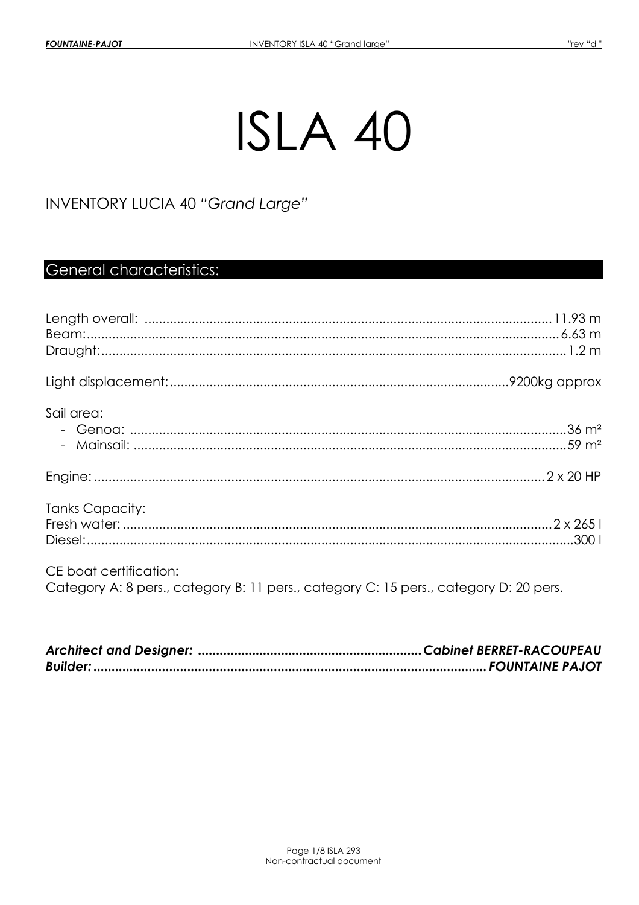# ISLA 40

INVENTORY LUCIA 40 *"Grand Large"*

## General characteristics:

Length overall: ............................................................ 11.93 m
Beam: ............................................................ 6.63 m
Draught: ............................................................ 1.2 m

Light displacement: ............................................................ 9200kg approx

Sail area:
- Genoa: ............................................................ 36 m²
- Mainsail: ............................................................ 59 m²

Engine: ............................................................ 2 x 20 HP

Tanks Capacity:
Fresh water: ............................................................ 2 x 265 l
Diesel: ............................................................ 300 l

CE boat certification:
Category A: 8 pers., category B: 11 pers., category C: 15 pers., category D: 20 pers.

***Architect and Designer: ............................................................ Cabinet BERRET-RACOUPEAU***
***Builder: ............................................................ FOUNTAINE PAJOT***

Non-contractual document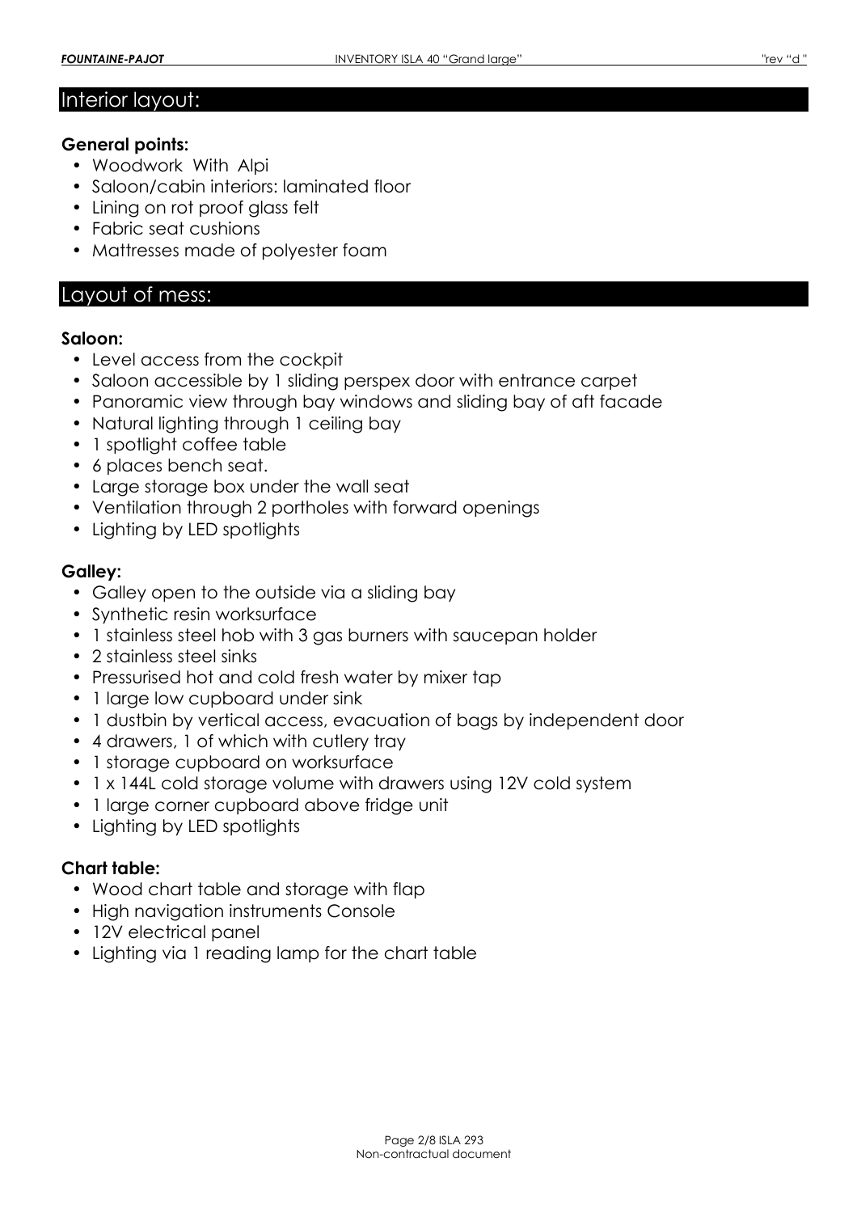## Interior layout:

**General points:**

- Woodwork With Alpi
- Saloon/cabin interiors: laminated floor
- Lining on rot proof glass felt
- Fabric seat cushions
- Mattresses made of polyester foam

## Layout of mess:

**Saloon:**

- Level access from the cockpit
- Saloon accessible by 1 sliding perspex door with entrance carpet
- Panoramic view through bay windows and sliding bay of aft facade
- Natural lighting through 1 ceiling bay
- 1 spotlight coffee table
- 6 places bench seat.
- Large storage box under the wall seat
- Ventilation through 2 portholes with forward openings
- Lighting by LED spotlights

**Galley:**

- Galley open to the outside via a sliding bay
- Synthetic resin worksurface
- 1 stainless steel hob with 3 gas burners with saucepan holder
- 2 stainless steel sinks
- Pressurised hot and cold fresh water by mixer tap
- 1 large low cupboard under sink
- 1 dustbin by vertical access, evacuation of bags by independent door
- 4 drawers, 1 of which with cutlery tray
- 1 storage cupboard on worksurface
- 1 x 144L cold storage volume with drawers using 12V cold system
- 1 large corner cupboard above fridge unit
- Lighting by LED spotlights

**Chart table:**

- Wood chart table and storage with flap
- High navigation instruments Console
- 12V electrical panel
- Lighting via 1 reading lamp for the chart table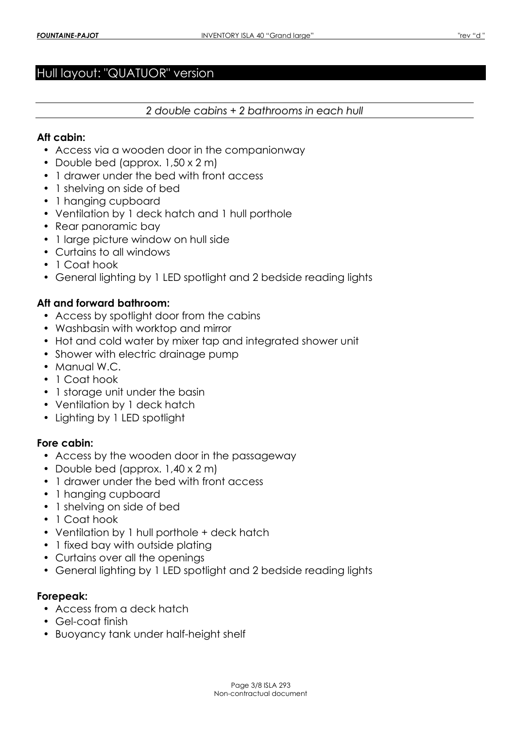## Hull layout: "QUATUOR" version

*2 double cabins + 2 bathrooms in each hull*

**Aft cabin:**

- Access via a wooden door in the companionway
- Double bed (approx. 1,50 x 2 m)
- 1 drawer under the bed with front access
- 1 shelving on side of bed
- 1 hanging cupboard
- Ventilation by 1 deck hatch and 1 hull porthole
- Rear panoramic bay
- 1 large picture window on hull side
- Curtains to all windows
- 1 Coat hook
- General lighting by 1 LED spotlight and 2 bedside reading lights

**Aft and forward bathroom:**

- Access by spotlight door from the cabins
- Washbasin with worktop and mirror
- Hot and cold water by mixer tap and integrated shower unit
- Shower with electric drainage pump
- Manual W.C.
- 1 Coat hook
- 1 storage unit under the basin
- Ventilation by 1 deck hatch
- Lighting by 1 LED spotlight

**Fore cabin:**

- Access by the wooden door in the passageway
- Double bed (approx. 1,40 x 2 m)
- 1 drawer under the bed with front access
- 1 hanging cupboard
- 1 shelving on side of bed
- 1 Coat hook
- Ventilation by 1 hull porthole + deck hatch
- 1 fixed bay with outside plating
- Curtains over all the openings
- General lighting by 1 LED spotlight and 2 bedside reading lights

**Forepeak:**

- Access from a deck hatch
- Gel-coat finish
- Buoyancy tank under half-height shelf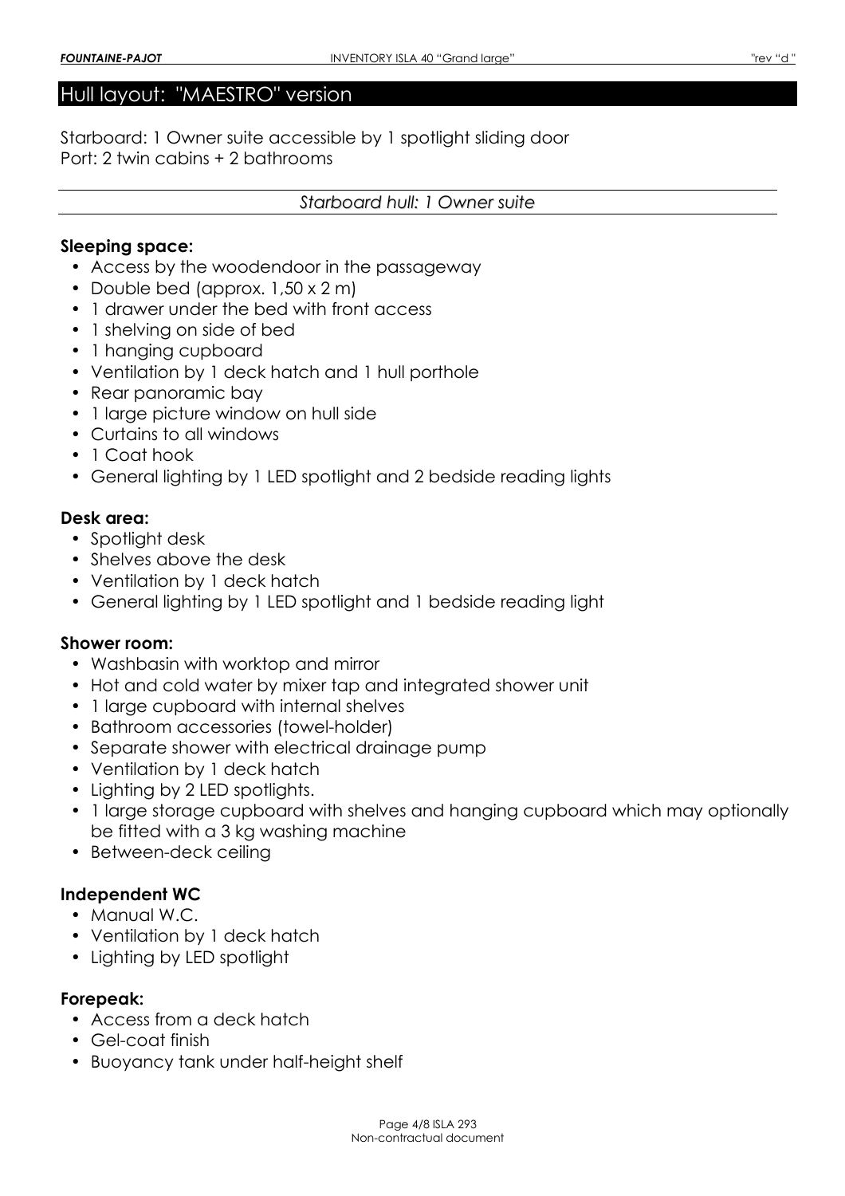## Hull layout: "MAESTRO" version

Starboard: 1 Owner suite accessible by 1 spotlight sliding door
Port: 2 twin cabins + 2 bathrooms

### *Starboard hull: 1 Owner suite*

**Sleeping space:**

- Access by the woodendoor in the passageway
- Double bed (approx. 1,50 x 2 m)
- 1 drawer under the bed with front access
- 1 shelving on side of bed
- 1 hanging cupboard
- Ventilation by 1 deck hatch and 1 hull porthole
- Rear panoramic bay
- 1 large picture window on hull side
- Curtains to all windows
- 1 Coat hook
- General lighting by 1 LED spotlight and 2 bedside reading lights

**Desk area:**

- Spotlight desk
- Shelves above the desk
- Ventilation by 1 deck hatch
- General lighting by 1 LED spotlight and 1 bedside reading light

**Shower room:**

- Washbasin with worktop and mirror
- Hot and cold water by mixer tap and integrated shower unit
- 1 large cupboard with internal shelves
- Bathroom accessories (towel-holder)
- Separate shower with electrical drainage pump
- Ventilation by 1 deck hatch
- Lighting by 2 LED spotlights.
- 1 large storage cupboard with shelves and hanging cupboard which may optionally be fitted with a 3 kg washing machine
- Between-deck ceiling

**Independent WC**

- Manual W.C.
- Ventilation by 1 deck hatch
- Lighting by LED spotlight

**Forepeak:**

- Access from a deck hatch
- Gel-coat finish
- Buoyancy tank under half-height shelf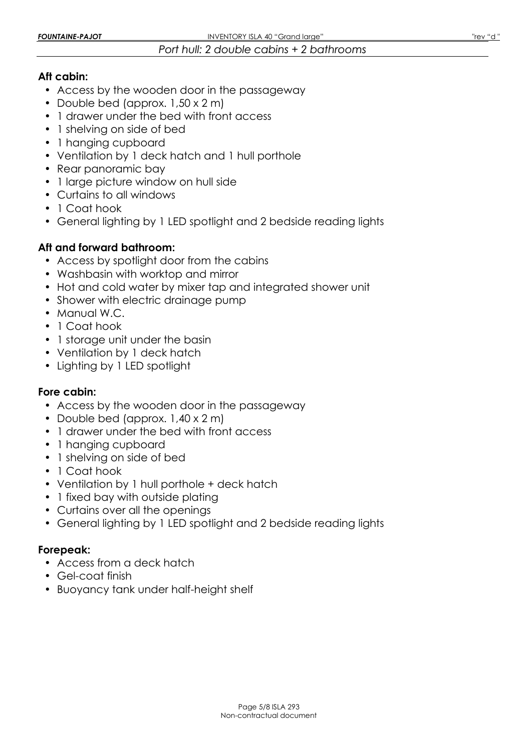*Port hull: 2 double cabins + 2 bathrooms*

**Aft cabin:**

- Access by the wooden door in the passageway
- Double bed (approx. 1,50 x 2 m)
- 1 drawer under the bed with front access
- 1 shelving on side of bed
- 1 hanging cupboard
- Ventilation by 1 deck hatch and 1 hull porthole
- Rear panoramic bay
- 1 large picture window on hull side
- Curtains to all windows
- 1 Coat hook
- General lighting by 1 LED spotlight and 2 bedside reading lights

**Aft and forward bathroom:**

- Access by spotlight door from the cabins
- Washbasin with worktop and mirror
- Hot and cold water by mixer tap and integrated shower unit
- Shower with electric drainage pump
- Manual W.C.
- 1 Coat hook
- 1 storage unit under the basin
- Ventilation by 1 deck hatch
- Lighting by 1 LED spotlight

**Fore cabin:**

- Access by the wooden door in the passageway
- Double bed (approx. 1,40 x 2 m)
- 1 drawer under the bed with front access
- 1 hanging cupboard
- 1 shelving on side of bed
- 1 Coat hook
- Ventilation by 1 hull porthole + deck hatch
- 1 fixed bay with outside plating
- Curtains over all the openings
- General lighting by 1 LED spotlight and 2 bedside reading lights

**Forepeak:**

- Access from a deck hatch
- Gel-coat finish
- Buoyancy tank under half-height shelf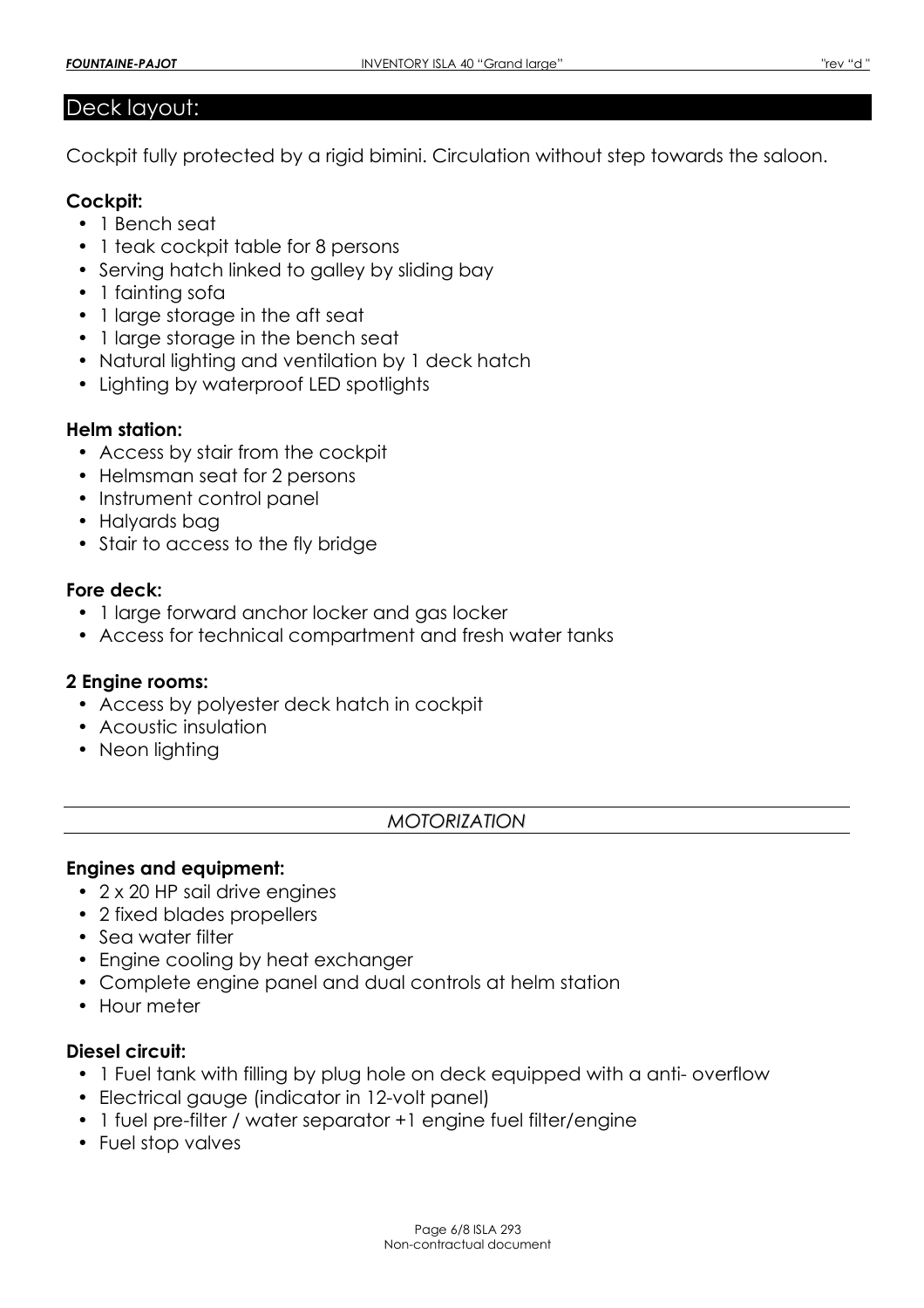## Deck layout:

Cockpit fully protected by a rigid bimini. Circulation without step towards the saloon.

**Cockpit:**

- 1 Bench seat
- 1 teak cockpit table for 8 persons
- Serving hatch linked to galley by sliding bay
- 1 fainting sofa
- 1 large storage in the aft seat
- 1 large storage in the bench seat
- Natural lighting and ventilation by 1 deck hatch
- Lighting by waterproof LED spotlights

**Helm station:**

- Access by stair from the cockpit
- Helmsman seat for 2 persons
- Instrument control panel
- Halyards bag
- Stair to access to the fly bridge

**Fore deck:**

- 1 large forward anchor locker and gas locker
- Access for technical compartment and fresh water tanks

**2 Engine rooms:**

- Access by polyester deck hatch in cockpit
- Acoustic insulation
- Neon lighting

## *MOTORIZATION*

**Engines and equipment:**

- 2 x 20 HP sail drive engines
- 2 fixed blades propellers
- Sea water filter
- Engine cooling by heat exchanger
- Complete engine panel and dual controls at helm station
- Hour meter

**Diesel circuit:**

- 1 Fuel tank with filling by plug hole on deck equipped with a anti- overflow
- Electrical gauge (indicator in 12-volt panel)
- 1 fuel pre-filter / water separator +1 engine fuel filter/engine
- Fuel stop valves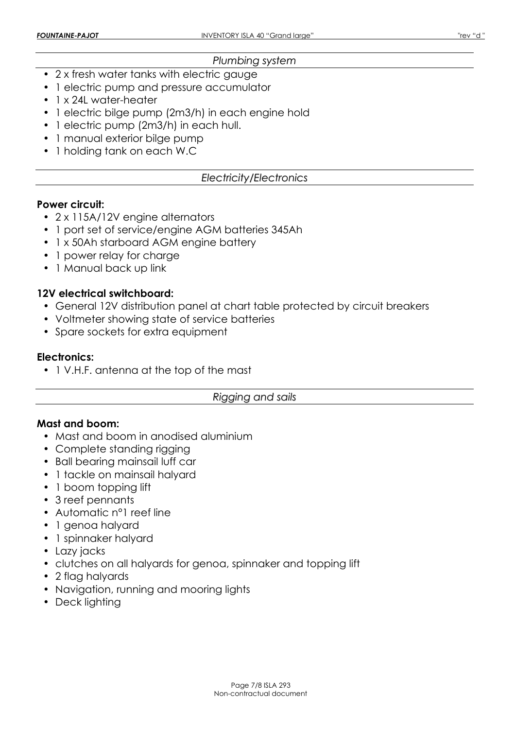## *Plumbing system*

- 2 x fresh water tanks with electric gauge
- 1 electric pump and pressure accumulator
- 1 x 24L water-heater
- 1 electric bilge pump (2m3/h) in each engine hold
- 1 electric pump (2m3/h) in each hull.
- 1 manual exterior bilge pump
- 1 holding tank on each W.C

## *Electricity/Electronics*

**Power circuit:**

- 2 x 115A/12V engine alternators
- 1 port set of service/engine AGM batteries 345Ah
- 1 x 50Ah starboard AGM engine battery
- 1 power relay for charge
- 1 Manual back up link

**12V electrical switchboard:**

- General 12V distribution panel at chart table protected by circuit breakers
- Voltmeter showing state of service batteries
- Spare sockets for extra equipment

**Electronics:**

- 1 V.H.F. antenna at the top of the mast

## *Rigging and sails*

**Mast and boom:**

- Mast and boom in anodised aluminium
- Complete standing rigging
- Ball bearing mainsail luff car
- 1 tackle on mainsail halyard
- 1 boom topping lift
- 3 reef pennants
- Automatic n°1 reef line
- 1 genoa halyard
- 1 spinnaker halyard
- Lazy jacks
- clutches on all halyards for genoa, spinnaker and topping lift
- 2 flag halyards
- Navigation, running and mooring lights
- Deck lighting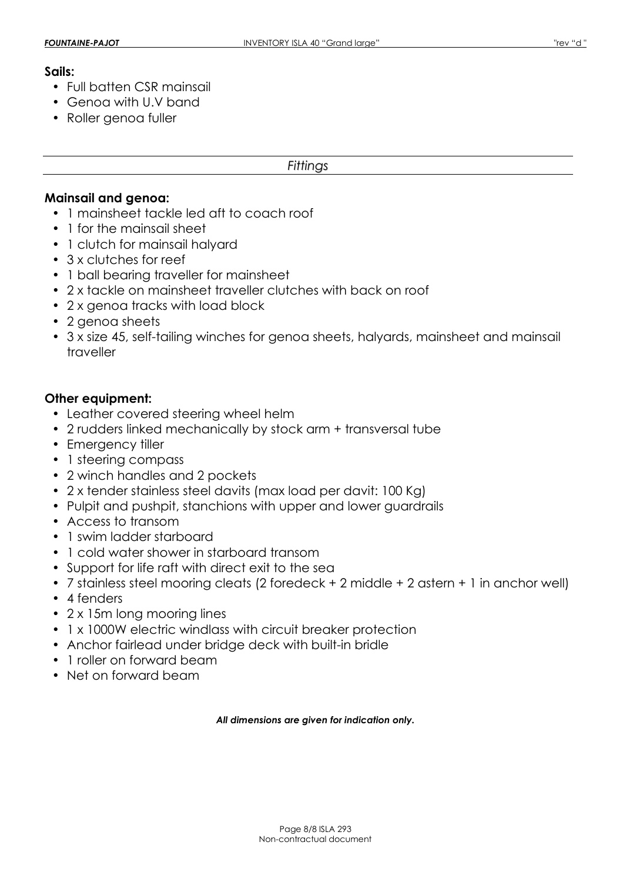**Sails:**

- Full batten CSR mainsail
- Genoa with U.V band
- Roller genoa fuller

---

*Fittings*

---

**Mainsail and genoa:**

- 1 mainsheet tackle led aft to coach roof
- 1 for the mainsail sheet
- 1 clutch for mainsail halyard
- 3 x clutches for reef
- 1 ball bearing traveller for mainsheet
- 2 x tackle on mainsheet traveller clutches with back on roof
- 2 x genoa tracks with load block
- 2 genoa sheets
- 3 x size 45, self-tailing winches for genoa sheets, halyards, mainsheet and mainsail traveller

**Other equipment:**

- Leather covered steering wheel helm
- 2 rudders linked mechanically by stock arm + transversal tube
- Emergency tiller
- 1 steering compass
- 2 winch handles and 2 pockets
- 2 x tender stainless steel davits (max load per davit: 100 Kg)
- Pulpit and pushpit, stanchions with upper and lower guardrails
- Access to transom
- 1 swim ladder starboard
- 1 cold water shower in starboard transom
- Support for life raft with direct exit to the sea
- 7 stainless steel mooring cleats (2 foredeck + 2 middle + 2 astern + 1 in anchor well)
- 4 fenders
- 2 x 15m long mooring lines
- 1 x 1000W electric windlass with circuit breaker protection
- Anchor fairlead under bridge deck with built-in bridle
- 1 roller on forward beam
- Net on forward beam

***All dimensions are given for indication only.***

Non-contractual document